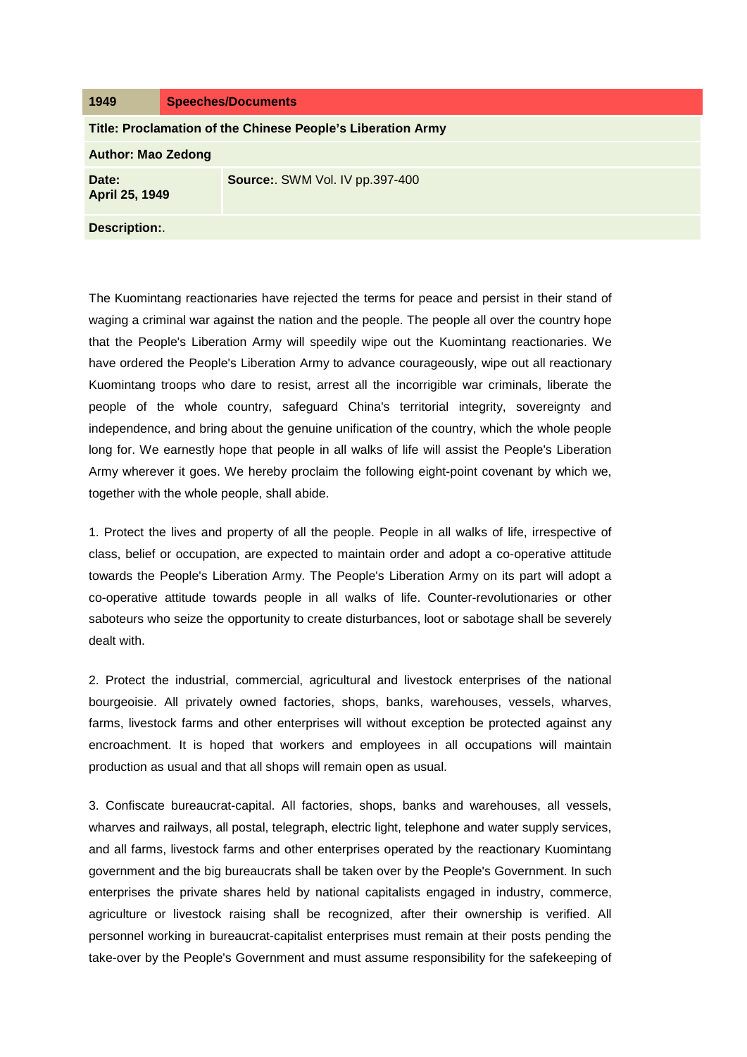| 1949 | Speeches/Documents | |
|---|---|---|
| **Title: Proclamation of the Chinese People's Liberation Army** | | |
| **Author: Mao Zedong** | | |
| **Date: April 25, 1949** | **Source:**. SWM Vol. IV pp.397-400 | |
| **Description:**. | | |

The Kuomintang reactionaries have rejected the terms for peace and persist in their stand of waging a criminal war against the nation and the people. The people all over the country hope that the People's Liberation Army will speedily wipe out the Kuomintang reactionaries. We have ordered the People's Liberation Army to advance courageously, wipe out all reactionary Kuomintang troops who dare to resist, arrest all the incorrigible war criminals, liberate the people of the whole country, safeguard China's territorial integrity, sovereignty and independence, and bring about the genuine unification of the country, which the whole people long for. We earnestly hope that people in all walks of life will assist the People's Liberation Army wherever it goes. We hereby proclaim the following eight-point covenant by which we, together with the whole people, shall abide.

1. Protect the lives and property of all the people. People in all walks of life, irrespective of class, belief or occupation, are expected to maintain order and adopt a co-operative attitude towards the People's Liberation Army. The People's Liberation Army on its part will adopt a co-operative attitude towards people in all walks of life. Counter-revolutionaries or other saboteurs who seize the opportunity to create disturbances, loot or sabotage shall be severely dealt with.

2. Protect the industrial, commercial, agricultural and livestock enterprises of the national bourgeoisie. All privately owned factories, shops, banks, warehouses, vessels, wharves, farms, livestock farms and other enterprises will without exception be protected against any encroachment. It is hoped that workers and employees in all occupations will maintain production as usual and that all shops will remain open as usual.

3. Confiscate bureaucrat-capital. All factories, shops, banks and warehouses, all vessels, wharves and railways, all postal, telegraph, electric light, telephone and water supply services, and all farms, livestock farms and other enterprises operated by the reactionary Kuomintang government and the big bureaucrats shall be taken over by the People's Government. In such enterprises the private shares held by national capitalists engaged in industry, commerce, agriculture or livestock raising shall be recognized, after their ownership is verified. All personnel working in bureaucrat-capitalist enterprises must remain at their posts pending the take-over by the People's Government and must assume responsibility for the safekeeping of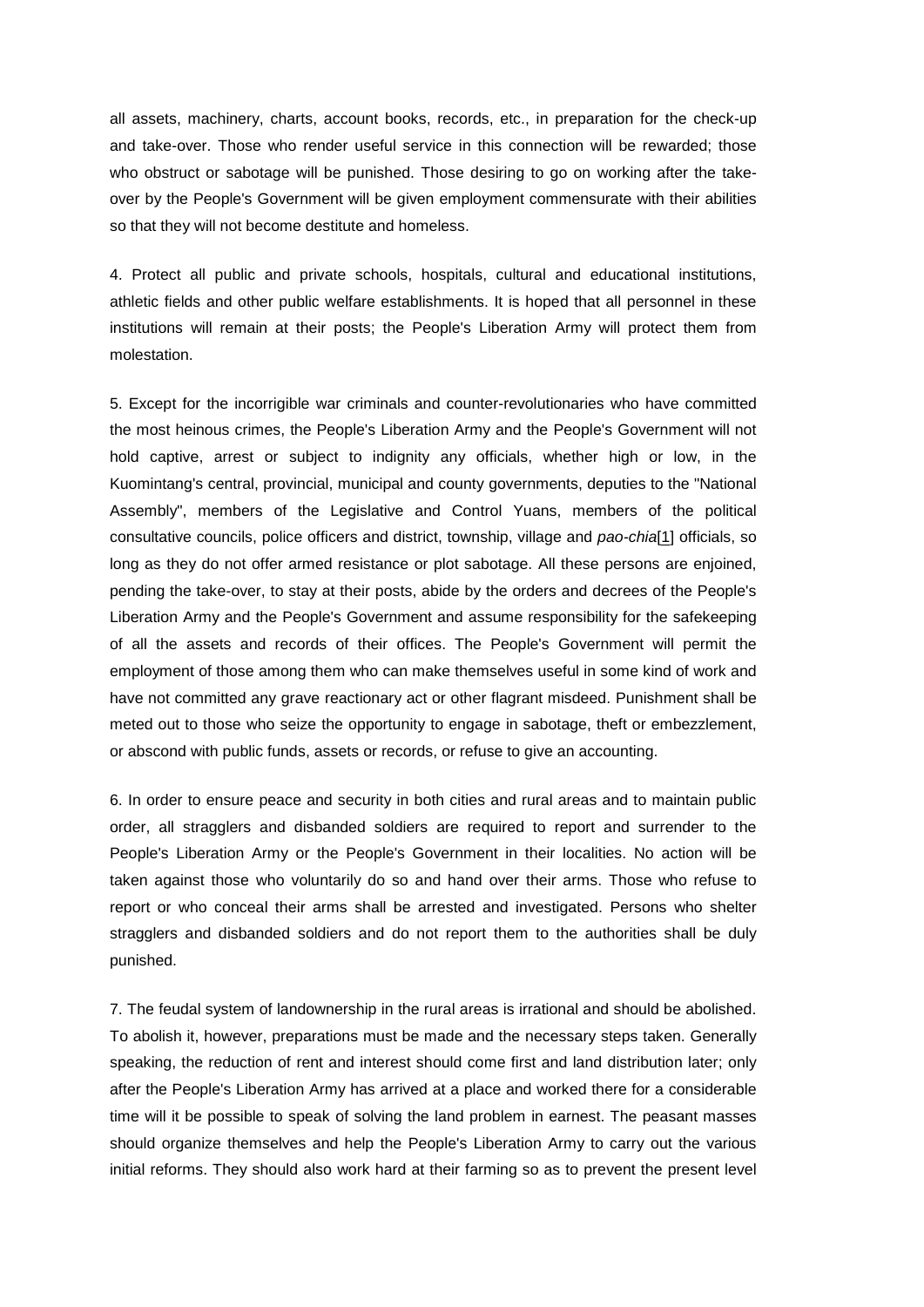all assets, machinery, charts, account books, records, etc., in preparation for the check-up and take-over. Those who render useful service in this connection will be rewarded; those who obstruct or sabotage will be punished. Those desiring to go on working after the take-over by the People's Government will be given employment commensurate with their abilities so that they will not become destitute and homeless.

4. Protect all public and private schools, hospitals, cultural and educational institutions, athletic fields and other public welfare establishments. It is hoped that all personnel in these institutions will remain at their posts; the People's Liberation Army will protect them from molestation.

5. Except for the incorrigible war criminals and counter-revolutionaries who have committed the most heinous crimes, the People's Liberation Army and the People's Government will not hold captive, arrest or subject to indignity any officials, whether high or low, in the Kuomintang's central, provincial, municipal and county governments, deputies to the "National Assembly", members of the Legislative and Control Yuans, members of the political consultative councils, police officers and district, township, village and *pao-chia*[1] officials, so long as they do not offer armed resistance or plot sabotage. All these persons are enjoined, pending the take-over, to stay at their posts, abide by the orders and decrees of the People's Liberation Army and the People's Government and assume responsibility for the safekeeping of all the assets and records of their offices. The People's Government will permit the employment of those among them who can make themselves useful in some kind of work and have not committed any grave reactionary act or other flagrant misdeed. Punishment shall be meted out to those who seize the opportunity to engage in sabotage, theft or embezzlement, or abscond with public funds, assets or records, or refuse to give an accounting.

6. In order to ensure peace and security in both cities and rural areas and to maintain public order, all stragglers and disbanded soldiers are required to report and surrender to the People's Liberation Army or the People's Government in their localities. No action will be taken against those who voluntarily do so and hand over their arms. Those who refuse to report or who conceal their arms shall be arrested and investigated. Persons who shelter stragglers and disbanded soldiers and do not report them to the authorities shall be duly punished.

7. The feudal system of landownership in the rural areas is irrational and should be abolished. To abolish it, however, preparations must be made and the necessary steps taken. Generally speaking, the reduction of rent and interest should come first and land distribution later; only after the People's Liberation Army has arrived at a place and worked there for a considerable time will it be possible to speak of solving the land problem in earnest. The peasant masses should organize themselves and help the People's Liberation Army to carry out the various initial reforms. They should also work hard at their farming so as to prevent the present level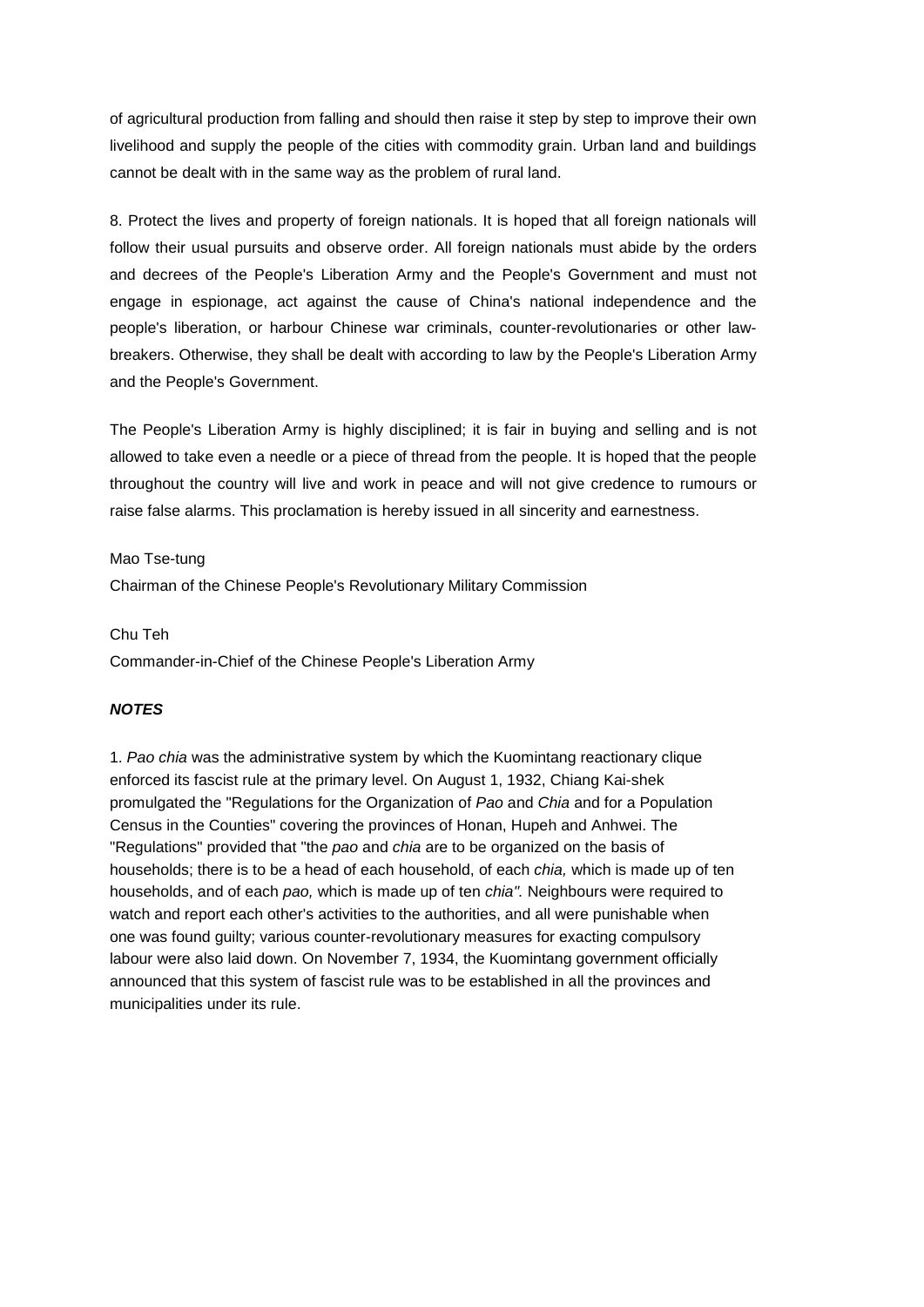of agricultural production from falling and should then raise it step by step to improve their own livelihood and supply the people of the cities with commodity grain. Urban land and buildings cannot be dealt with in the same way as the problem of rural land.

8. Protect the lives and property of foreign nationals. It is hoped that all foreign nationals will follow their usual pursuits and observe order. All foreign nationals must abide by the orders and decrees of the People's Liberation Army and the People's Government and must not engage in espionage, act against the cause of China's national independence and the people's liberation, or harbour Chinese war criminals, counter-revolutionaries or other law-breakers. Otherwise, they shall be dealt with according to law by the People's Liberation Army and the People's Government.

The People's Liberation Army is highly disciplined; it is fair in buying and selling and is not allowed to take even a needle or a piece of thread from the people. It is hoped that the people throughout the country will live and work in peace and will not give credence to rumours or raise false alarms. This proclamation is hereby issued in all sincerity and earnestness.

Mao Tse-tung
Chairman of the Chinese People's Revolutionary Military Commission

Chu Teh
Commander-in-Chief of the Chinese People's Liberation Army

***NOTES***

1. *Pao chia* was the administrative system by which the Kuomintang reactionary clique enforced its fascist rule at the primary level. On August 1, 1932, Chiang Kai-shek promulgated the "Regulations for the Organization of *Pao* and *Chia* and for a Population Census in the Counties" covering the provinces of Honan, Hupeh and Anhwei. The "Regulations" provided that "the *pao* and *chia* are to be organized on the basis of households; there is to be a head of each household, of each *chia,* which is made up of ten households, and of each *pao,* which is made up of ten *chia".* Neighbours were required to watch and report each other's activities to the authorities, and all were punishable when one was found guilty; various counter-revolutionary measures for exacting compulsory labour were also laid down. On November 7, 1934, the Kuomintang government officially announced that this system of fascist rule was to be established in all the provinces and municipalities under its rule.